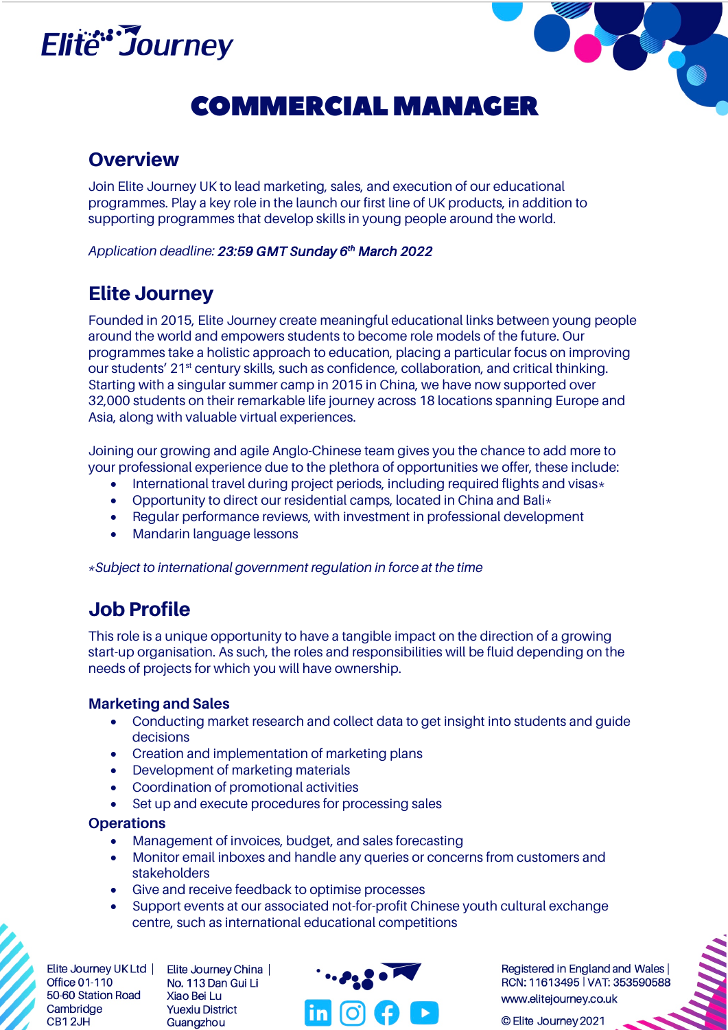# COMMERCIAL MANAGER

## Overview

Join Elite Journey UK to lead marketing, sales, and execution of our educational programmes. Play a key role in the launch our first line of UK products, in addition to supporting programmes that develop skills in young people around the world.

*Application deadline: **23:59 GMT Sunday 6th March 2022***

## Elite Journey

Founded in 2015, Elite Journey create meaningful educational links between young people around the world and empowers students to become role models of the future. Our programmes take a holistic approach to education, placing a particular focus on improving our students' 21st century skills, such as confidence, collaboration, and critical thinking. Starting with a singular summer camp in 2015 in China, we have now supported over 32,000 students on their remarkable life journey across 18 locations spanning Europe and Asia, along with valuable virtual experiences.

Joining our growing and agile Anglo-Chinese team gives you the chance to add more to your professional experience due to the plethora of opportunities we offer, these include:

- International travel during project periods, including required flights and visas*
- Opportunity to direct our residential camps, located in China and Bali*
- Regular performance reviews, with investment in professional development
- Mandarin language lessons

**Subject to international government regulation in force at the time*

## Job Profile

This role is a unique opportunity to have a tangible impact on the direction of a growing start-up organisation. As such, the roles and responsibilities will be fluid depending on the needs of projects for which you will have ownership.

### Marketing and Sales

- Conducting market research and collect data to get insight into students and guide decisions
- Creation and implementation of marketing plans
- Development of marketing materials
- Coordination of promotional activities
- Set up and execute procedures for processing sales

### Operations

- Management of invoices, budget, and sales forecasting
- Monitor email inboxes and handle any queries or concerns from customers and stakeholders
- Give and receive feedback to optimise processes
- Support events at our associated not-for-profit Chinese youth cultural exchange centre, such as international educational competitions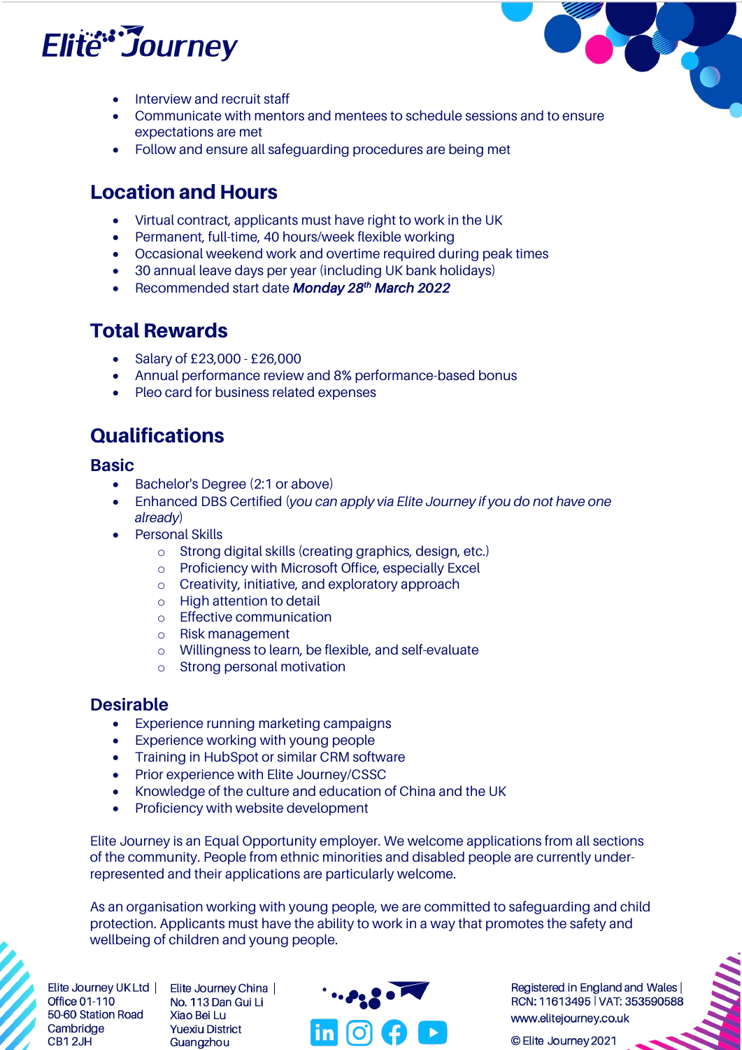- Interview and recruit staff
- Communicate with mentors and mentees to schedule sessions and to ensure expectations are met
- Follow and ensure all safeguarding procedures are being met

## Location and Hours

- Virtual contract, applicants must have right to work in the UK
- Permanent, full-time, 40 hours/week flexible working
- Occasional weekend work and overtime required during peak times
- 30 annual leave days per year (including UK bank holidays)
- Recommended start date ***Monday 28th March 2022***

## Total Rewards

- Salary of £23,000 - £26,000
- Annual performance review and 8% performance-based bonus
- Pleo card for business related expenses

## Qualifications

### Basic

- Bachelor's Degree (2:1 or above)
- Enhanced DBS Certified (*you can apply via Elite Journey if you do not have one already*)
- Personal Skills
  - Strong digital skills (creating graphics, design, etc.)
  - Proficiency with Microsoft Office, especially Excel
  - Creativity, initiative, and exploratory approach
  - High attention to detail
  - Effective communication
  - Risk management
  - Willingness to learn, be flexible, and self-evaluate
  - Strong personal motivation

### Desirable

- Experience running marketing campaigns
- Experience working with young people
- Training in HubSpot or similar CRM software
- Prior experience with Elite Journey/CSSC
- Knowledge of the culture and education of China and the UK
- Proficiency with website development

Elite Journey is an Equal Opportunity employer. We welcome applications from all sections of the community. People from ethnic minorities and disabled people are currently under-represented and their applications are particularly welcome.

As an organisation working with young people, we are committed to safeguarding and child protection. Applicants must have the ability to work in a way that promotes the safety and wellbeing of children and young people.